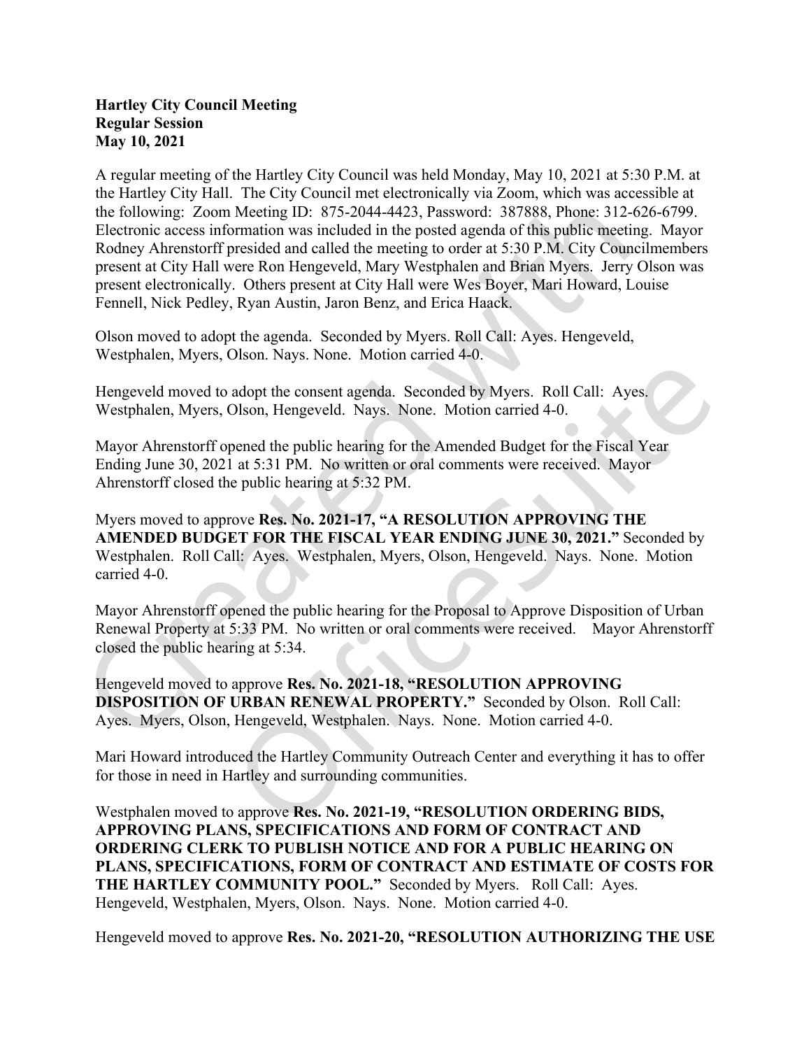**Hartley City Council Meeting**
**Regular Session**
**May 10, 2021**

A regular meeting of the Hartley City Council was held Monday, May 10, 2021 at 5:30 P.M. at the Hartley City Hall. The City Council met electronically via Zoom, which was accessible at the following: Zoom Meeting ID: 875-2044-4423, Password: 387888, Phone: 312-626-6799. Electronic access information was included in the posted agenda of this public meeting. Mayor Rodney Ahrenstorff presided and called the meeting to order at 5:30 P.M. City Councilmembers present at City Hall were Ron Hengeveld, Mary Westphalen and Brian Myers. Jerry Olson was present electronically. Others present at City Hall were Wes Boyer, Mari Howard, Louise Fennell, Nick Pedley, Ryan Austin, Jaron Benz, and Erica Haack.

Olson moved to adopt the agenda. Seconded by Myers. Roll Call: Ayes. Hengeveld, Westphalen, Myers, Olson. Nays. None. Motion carried 4-0.

Hengeveld moved to adopt the consent agenda. Seconded by Myers. Roll Call: Ayes. Westphalen, Myers, Olson, Hengeveld. Nays. None. Motion carried 4-0.

Mayor Ahrenstorff opened the public hearing for the Amended Budget for the Fiscal Year Ending June 30, 2021 at 5:31 PM. No written or oral comments were received. Mayor Ahrenstorff closed the public hearing at 5:32 PM.

Myers moved to approve **Res. No. 2021-17, "A RESOLUTION APPROVING THE AMENDED BUDGET FOR THE FISCAL YEAR ENDING JUNE 30, 2021."** Seconded by Westphalen. Roll Call: Ayes. Westphalen, Myers, Olson, Hengeveld. Nays. None. Motion carried 4-0.

Mayor Ahrenstorff opened the public hearing for the Proposal to Approve Disposition of Urban Renewal Property at 5:33 PM. No written or oral comments were received. Mayor Ahrenstorff closed the public hearing at 5:34.

Hengeveld moved to approve **Res. No. 2021-18, "RESOLUTION APPROVING DISPOSITION OF URBAN RENEWAL PROPERTY."** Seconded by Olson. Roll Call: Ayes. Myers, Olson, Hengeveld, Westphalen. Nays. None. Motion carried 4-0.

Mari Howard introduced the Hartley Community Outreach Center and everything it has to offer for those in need in Hartley and surrounding communities.

Westphalen moved to approve **Res. No. 2021-19, "RESOLUTION ORDERING BIDS, APPROVING PLANS, SPECIFICATIONS AND FORM OF CONTRACT AND ORDERING CLERK TO PUBLISH NOTICE AND FOR A PUBLIC HEARING ON PLANS, SPECIFICATIONS, FORM OF CONTRACT AND ESTIMATE OF COSTS FOR THE HARTLEY COMMUNITY POOL."** Seconded by Myers. Roll Call: Ayes. Hengeveld, Westphalen, Myers, Olson. Nays. None. Motion carried 4-0.

Hengeveld moved to approve **Res. No. 2021-20, "RESOLUTION AUTHORIZING THE USE**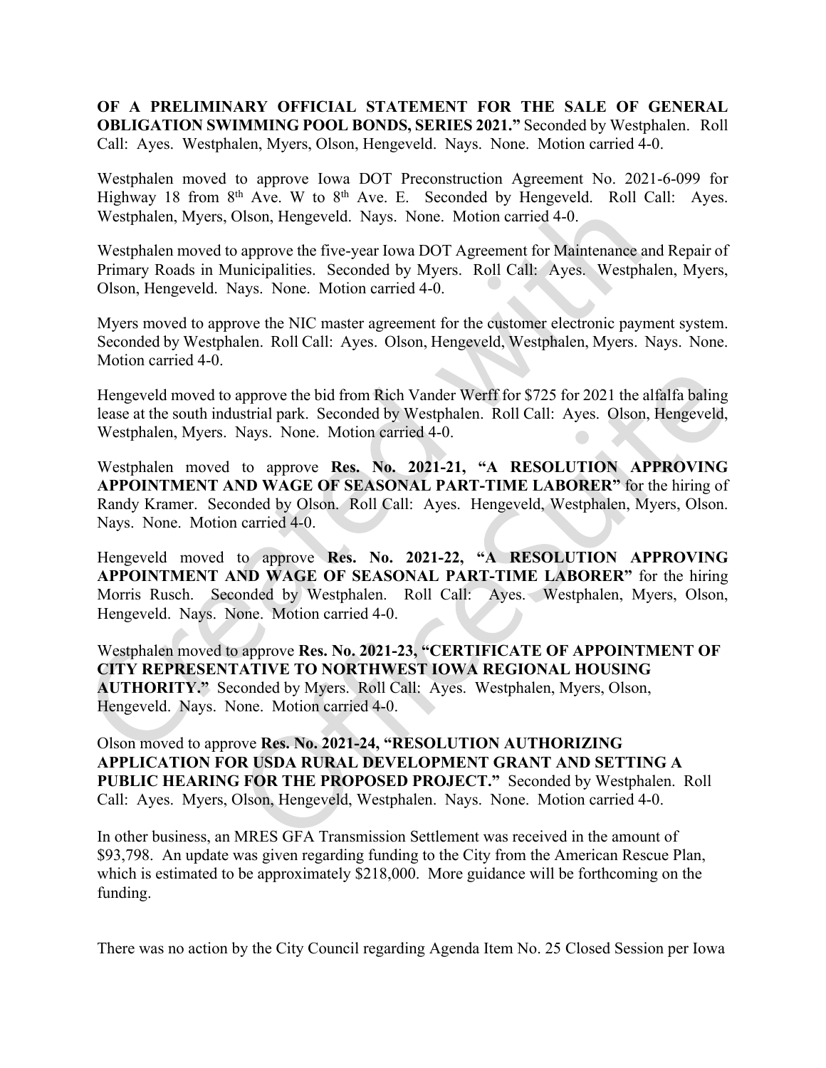**OF A PRELIMINARY OFFICIAL STATEMENT FOR THE SALE OF GENERAL OBLIGATION SWIMMING POOL BONDS, SERIES 2021."** Seconded by Westphalen. Roll Call: Ayes. Westphalen, Myers, Olson, Hengeveld. Nays. None. Motion carried 4-0.

Westphalen moved to approve Iowa DOT Preconstruction Agreement No. 2021-6-099 for Highway 18 from 8th Ave. W to 8th Ave. E. Seconded by Hengeveld. Roll Call: Ayes. Westphalen, Myers, Olson, Hengeveld. Nays. None. Motion carried 4-0.

Westphalen moved to approve the five-year Iowa DOT Agreement for Maintenance and Repair of Primary Roads in Municipalities. Seconded by Myers. Roll Call: Ayes. Westphalen, Myers, Olson, Hengeveld. Nays. None. Motion carried 4-0.

Myers moved to approve the NIC master agreement for the customer electronic payment system. Seconded by Westphalen. Roll Call: Ayes. Olson, Hengeveld, Westphalen, Myers. Nays. None. Motion carried 4-0.

Hengeveld moved to approve the bid from Rich Vander Werff for $725 for 2021 the alfalfa baling lease at the south industrial park. Seconded by Westphalen. Roll Call: Ayes. Olson, Hengeveld, Westphalen, Myers. Nays. None. Motion carried 4-0.

Westphalen moved to approve **Res. No. 2021-21, "A RESOLUTION APPROVING APPOINTMENT AND WAGE OF SEASONAL PART-TIME LABORER"** for the hiring of Randy Kramer. Seconded by Olson. Roll Call: Ayes. Hengeveld, Westphalen, Myers, Olson. Nays. None. Motion carried 4-0.

Hengeveld moved to approve **Res. No. 2021-22, "A RESOLUTION APPROVING APPOINTMENT AND WAGE OF SEASONAL PART-TIME LABORER"** for the hiring Morris Rusch. Seconded by Westphalen. Roll Call: Ayes. Westphalen, Myers, Olson, Hengeveld. Nays. None. Motion carried 4-0.

Westphalen moved to approve **Res. No. 2021-23, "CERTIFICATE OF APPOINTMENT OF CITY REPRESENTATIVE TO NORTHWEST IOWA REGIONAL HOUSING AUTHORITY."** Seconded by Myers. Roll Call: Ayes. Westphalen, Myers, Olson, Hengeveld. Nays. None. Motion carried 4-0.

Olson moved to approve **Res. No. 2021-24, "RESOLUTION AUTHORIZING APPLICATION FOR USDA RURAL DEVELOPMENT GRANT AND SETTING A PUBLIC HEARING FOR THE PROPOSED PROJECT."** Seconded by Westphalen. Roll Call: Ayes. Myers, Olson, Hengeveld, Westphalen. Nays. None. Motion carried 4-0.

In other business, an MRES GFA Transmission Settlement was received in the amount of $93,798. An update was given regarding funding to the City from the American Rescue Plan, which is estimated to be approximately $218,000. More guidance will be forthcoming on the funding.

There was no action by the City Council regarding Agenda Item No. 25 Closed Session per Iowa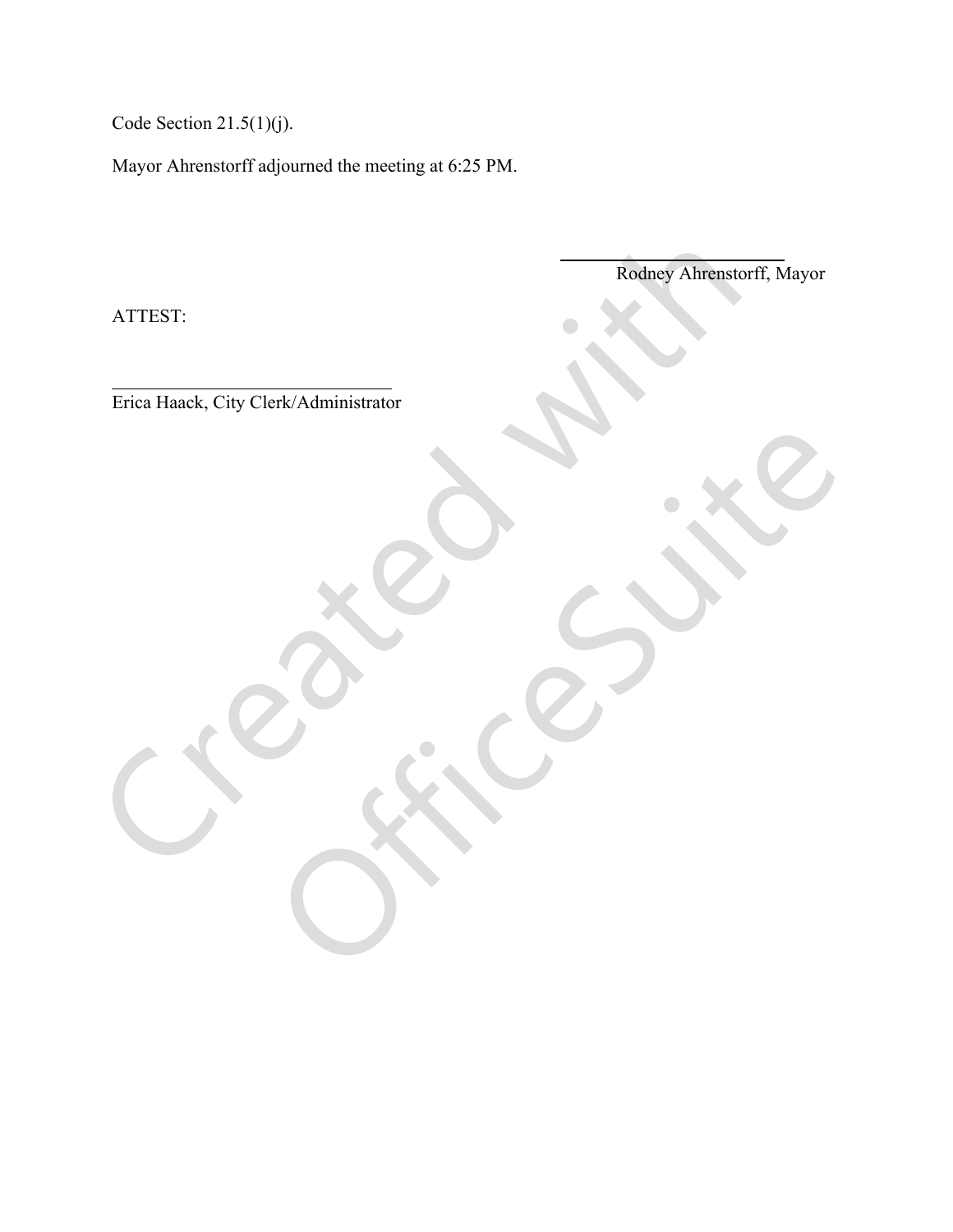Code Section 21.5(1)(j).

Mayor Ahrenstorff adjourned the meeting at 6:25 PM.

\_\_\_\_\_\_\_\_\_\_\_\_\_\_\_\_\_\_\_\_\_\_\_\_\_\_\_\_

Rodney Ahrenstorff, Mayor

ATTEST:

\_\_\_\_\_\_\_\_\_\_\_\_\_\_\_\_\_\_\_\_\_\_\_\_\_\_\_\_\_\_\_\_\_\_\_

Erica Haack, City Clerk/Administrator